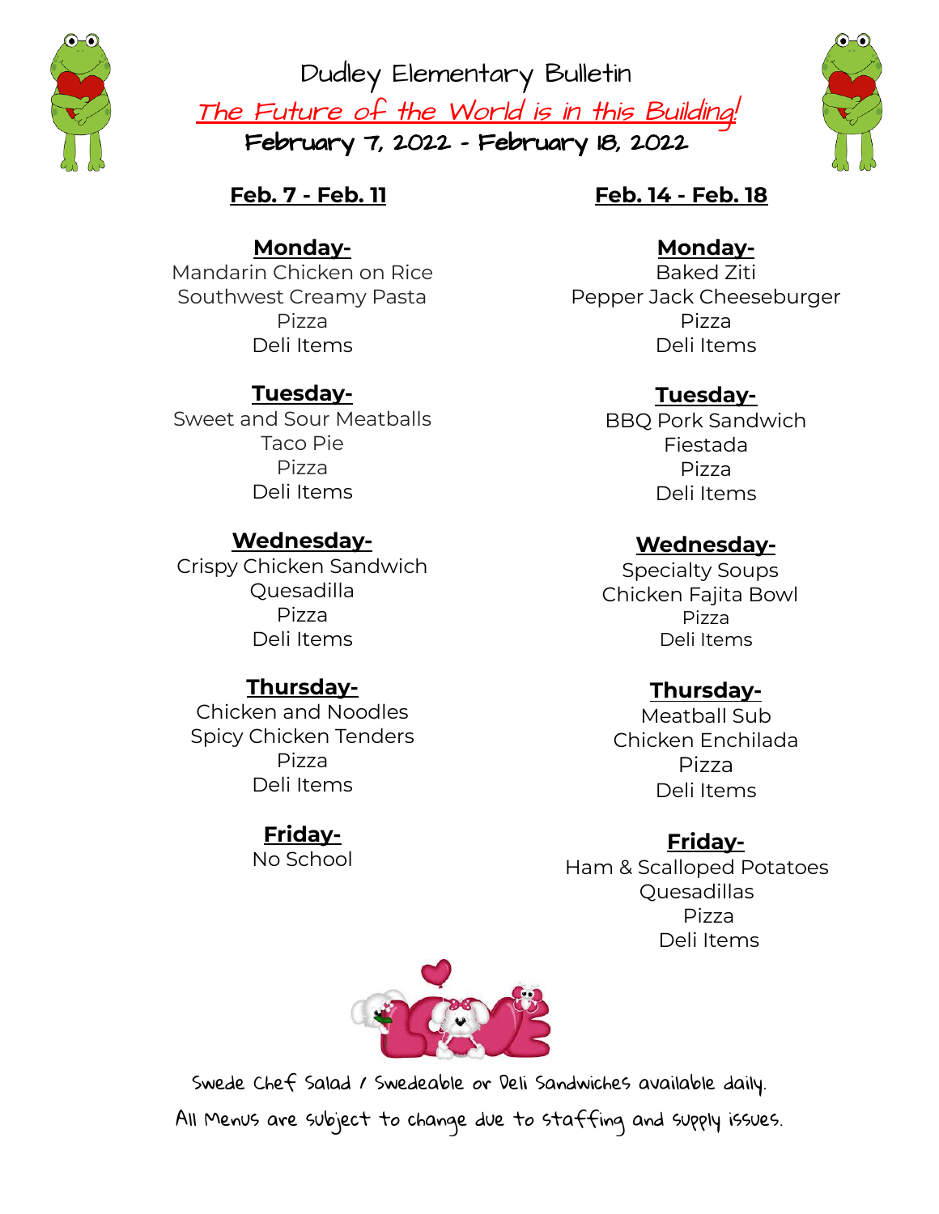# Dudley Elementary Bulletin

*The Future of the World is in this Building!*

**February 7, 2022 - February 18, 2022**

## Feb. 7 - Feb. 11

**Monday-**
Mandarin Chicken on Rice
Southwest Creamy Pasta
Pizza
Deli Items

**Tuesday-**
Sweet and Sour Meatballs
Taco Pie
Pizza
Deli Items

**Wednesday-**
Crispy Chicken Sandwich
Quesadilla
Pizza
Deli Items

**Thursday-**
Chicken and Noodles
Spicy Chicken Tenders
Pizza
Deli Items

**Friday-**
No School

## Feb. 14 - Feb. 18

**Monday-**
Baked Ziti
Pepper Jack Cheeseburger
Pizza
Deli Items

**Tuesday-**
BBQ Pork Sandwich
Fiestada
Pizza
Deli Items

**Wednesday-**
Specialty Soups
Chicken Fajita Bowl
Pizza
Deli Items

**Thursday-**
Meatball Sub
Chicken Enchilada
Pizza
Deli Items

**Friday-**
Ham & Scalloped Potatoes
Quesadillas
Pizza
Deli Items

Swede Chef Salad / Swedeable or Deli Sandwiches available daily.

All Menus are subject to change due to staffing and supply issues.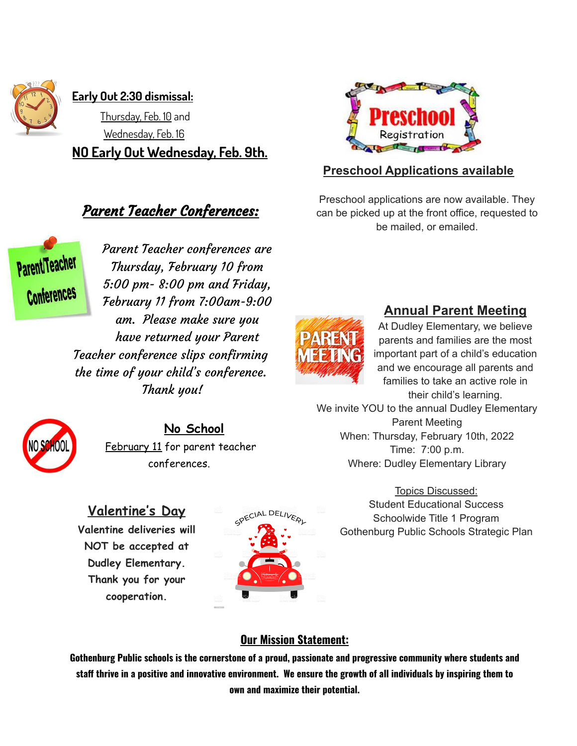## Early Out 2:30 dismissal:

Thursday, Feb. 10 and

Wednesday, Feb. 16

**NO Early Out Wednesday, Feb. 9th.**

## Parent Teacher Conferences:

*Parent Teacher conferences are Thursday, February 10 from 5:00 pm- 8:00 pm and Friday, February 11 from 7:00am-9:00 am. Please make sure you have returned your Parent Teacher conference slips confirming the time of your child's conference. Thank you!*

## No School

February 11 for parent teacher conferences.

## Valentine's Day

**Valentine deliveries will NOT be accepted at Dudley Elementary. Thank you for your cooperation.**

## Preschool Applications available

Preschool applications are now available. They can be picked up at the front office, requested to be mailed, or emailed.

## Annual Parent Meeting

At Dudley Elementary, we believe parents and families are the most important part of a child's education and we encourage all parents and families to take an active role in their child's learning.

We invite YOU to the annual Dudley Elementary Parent Meeting

When: Thursday, February 10th, 2022

Time: 7:00 p.m.

Where: Dudley Elementary Library

Topics Discussed:

Student Educational Success

Schoolwide Title 1 Program

Gothenburg Public Schools Strategic Plan

## Our Mission Statement:

**Gothenburg Public schools is the cornerstone of a proud, passionate and progressive community where students and staff thrive in a positive and innovative environment. We ensure the growth of all individuals by inspiring them to own and maximize their potential.**